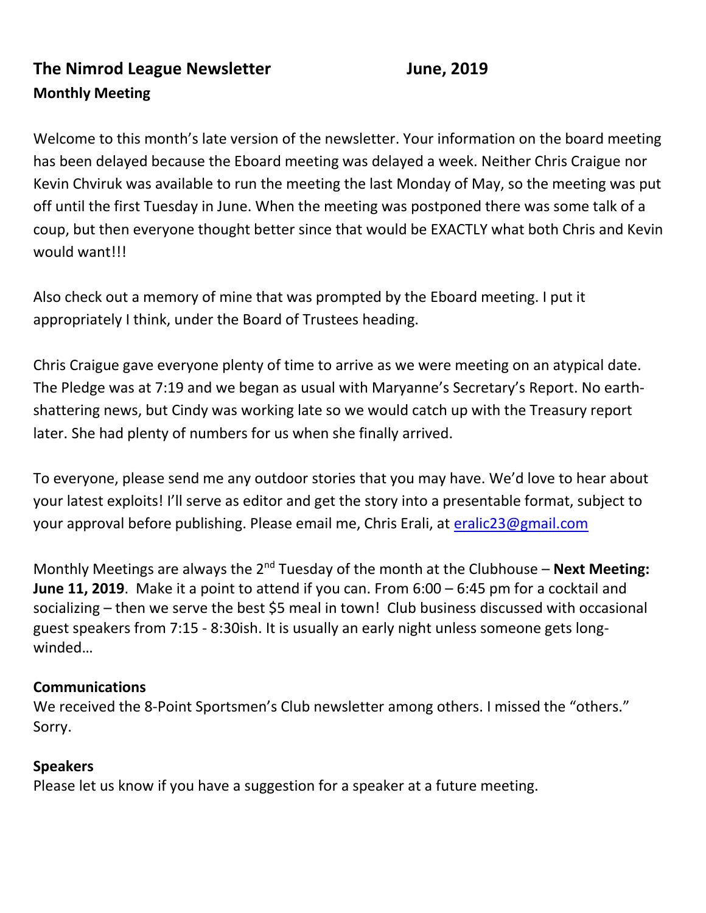# The Nimrod League Newsletter June, 2019

## Monthly Meeting

Welcome to this month's late version of the newsletter. Your information on the board meeting has been delayed because the Eboard meeting was delayed a week. Neither Chris Craigue nor Kevin Chviruk was available to run the meeting the last Monday of May, so the meeting was put off until the first Tuesday in June. When the meeting was postponed there was some talk of a coup, but then everyone thought better since that would be EXACTLY what both Chris and Kevin would want!!!

Also check out a memory of mine that was prompted by the Eboard meeting. I put it appropriately I think, under the Board of Trustees heading.

Chris Craigue gave everyone plenty of time to arrive as we were meeting on an atypical date. The Pledge was at 7:19 and we began as usual with Maryanne's Secretary's Report. No earth-shattering news, but Cindy was working late so we would catch up with the Treasury report later. She had plenty of numbers for us when she finally arrived.

To everyone, please send me any outdoor stories that you may have. We'd love to hear about your latest exploits! I'll serve as editor and get the story into a presentable format, subject to your approval before publishing. Please email me, Chris Erali, at eralic23@gmail.com

Monthly Meetings are always the 2nd Tuesday of the month at the Clubhouse – **Next Meeting: June 11, 2019**. Make it a point to attend if you can. From 6:00 – 6:45 pm for a cocktail and socializing – then we serve the best $5 meal in town! Club business discussed with occasional guest speakers from 7:15 - 8:30ish. It is usually an early night unless someone gets long-winded…

**Communications**

We received the 8-Point Sportsmen's Club newsletter among others. I missed the "others." Sorry.

**Speakers**

Please let us know if you have a suggestion for a speaker at a future meeting.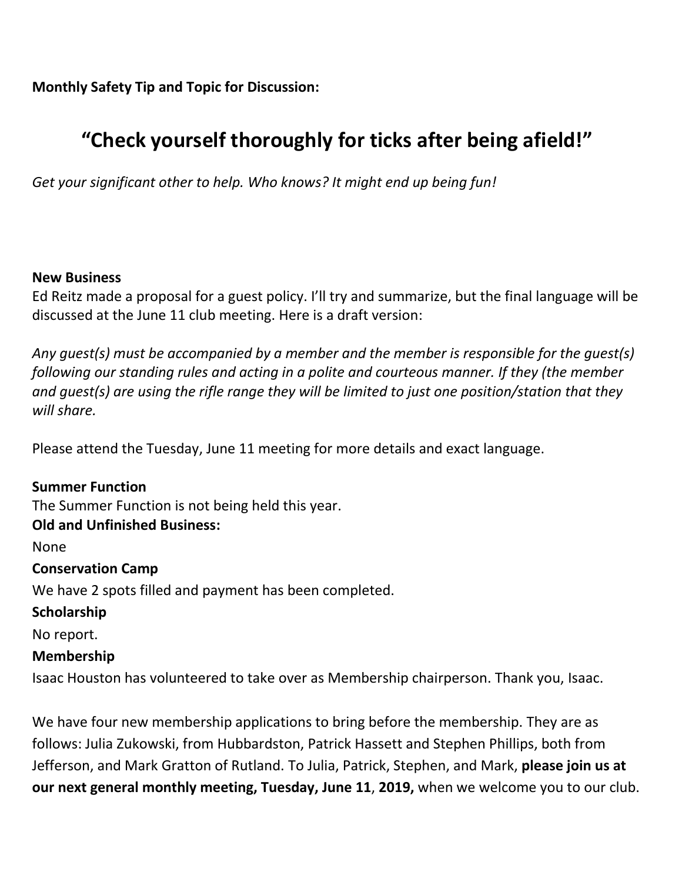**Monthly Safety Tip and Topic for Discussion:**

# "Check yourself thoroughly for ticks after being afield!"

*Get your significant other to help. Who knows? It might end up being fun!*

**New Business**

Ed Reitz made a proposal for a guest policy. I'll try and summarize, but the final language will be discussed at the June 11 club meeting. Here is a draft version:

*Any guest(s) must be accompanied by a member and the member is responsible for the guest(s) following our standing rules and acting in a polite and courteous manner. If they (the member and guest(s) are using the rifle range they will be limited to just one position/station that they will share.*

Please attend the Tuesday, June 11 meeting for more details and exact language.

**Summer Function**

The Summer Function is not being held this year.

**Old and Unfinished Business:**

None

**Conservation Camp**

We have 2 spots filled and payment has been completed.

**Scholarship**

No report.

**Membership**

Isaac Houston has volunteered to take over as Membership chairperson. Thank you, Isaac.

We have four new membership applications to bring before the membership. They are as follows: Julia Zukowski, from Hubbardston, Patrick Hassett and Stephen Phillips, both from Jefferson, and Mark Gratton of Rutland. To Julia, Patrick, Stephen, and Mark, **please join us at our next general monthly meeting, Tuesday, June 11**, **2019,** when we welcome you to our club.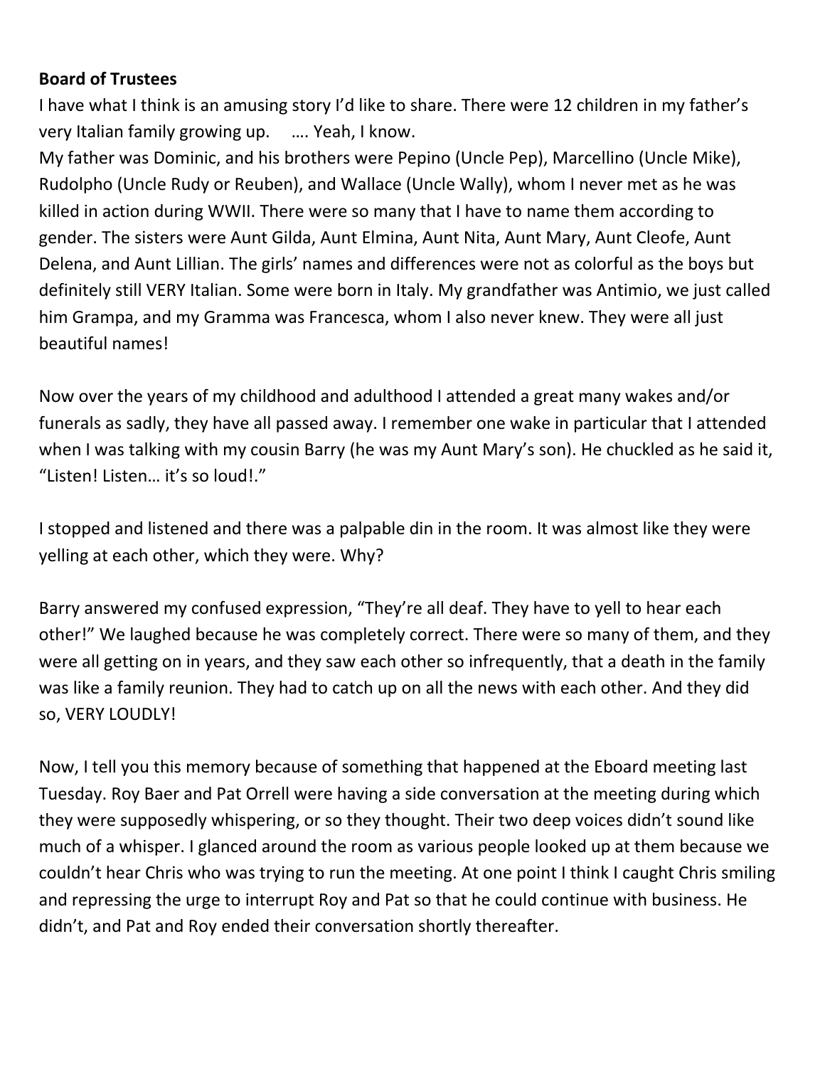**Board of Trustees**

I have what I think is an amusing story I'd like to share. There were 12 children in my father's very Italian family growing up.   …. Yeah, I know.

My father was Dominic, and his brothers were Pepino (Uncle Pep), Marcellino (Uncle Mike), Rudolpho (Uncle Rudy or Reuben), and Wallace (Uncle Wally), whom I never met as he was killed in action during WWII. There were so many that I have to name them according to gender. The sisters were Aunt Gilda, Aunt Elmina, Aunt Nita, Aunt Mary, Aunt Cleofe, Aunt Delena, and Aunt Lillian. The girls' names and differences were not as colorful as the boys but definitely still VERY Italian. Some were born in Italy. My grandfather was Antimio, we just called him Grampa, and my Gramma was Francesca, whom I also never knew. They were all just beautiful names!

Now over the years of my childhood and adulthood I attended a great many wakes and/or funerals as sadly, they have all passed away. I remember one wake in particular that I attended when I was talking with my cousin Barry (he was my Aunt Mary's son). He chuckled as he said it, "Listen! Listen… it's so loud!."

I stopped and listened and there was a palpable din in the room. It was almost like they were yelling at each other, which they were. Why?

Barry answered my confused expression, "They're all deaf. They have to yell to hear each other!" We laughed because he was completely correct. There were so many of them, and they were all getting on in years, and they saw each other so infrequently, that a death in the family was like a family reunion. They had to catch up on all the news with each other. And they did so, VERY LOUDLY!

Now, I tell you this memory because of something that happened at the Eboard meeting last Tuesday. Roy Baer and Pat Orrell were having a side conversation at the meeting during which they were supposedly whispering, or so they thought. Their two deep voices didn't sound like much of a whisper. I glanced around the room as various people looked up at them because we couldn't hear Chris who was trying to run the meeting. At one point I think I caught Chris smiling and repressing the urge to interrupt Roy and Pat so that he could continue with business. He didn't, and Pat and Roy ended their conversation shortly thereafter.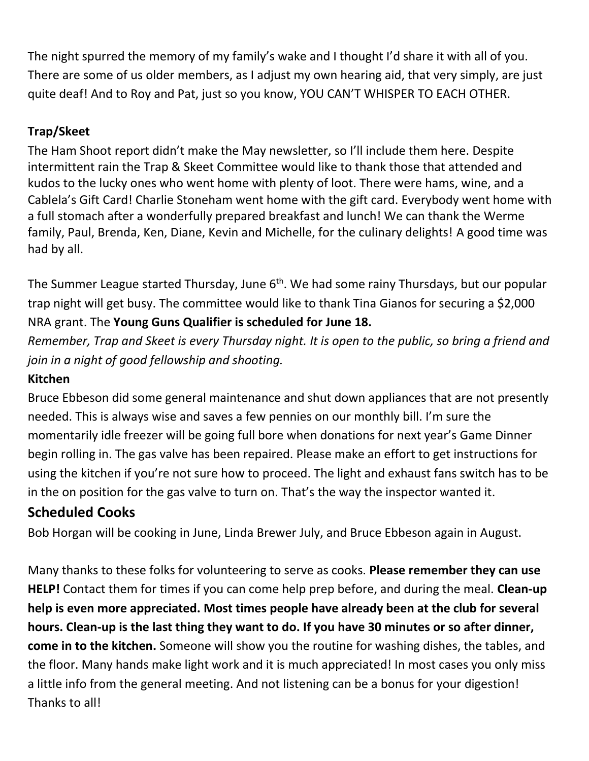The night spurred the memory of my family's wake and I thought I'd share it with all of you. There are some of us older members, as I adjust my own hearing aid, that very simply, are just quite deaf! And to Roy and Pat, just so you know, YOU CAN'T WHISPER TO EACH OTHER.

**Trap/Skeet**

The Ham Shoot report didn't make the May newsletter, so I'll include them here. Despite intermittent rain the Trap & Skeet Committee would like to thank those that attended and kudos to the lucky ones who went home with plenty of loot. There were hams, wine, and a Cablela's Gift Card! Charlie Stoneham went home with the gift card. Everybody went home with a full stomach after a wonderfully prepared breakfast and lunch! We can thank the Werme family, Paul, Brenda, Ken, Diane, Kevin and Michelle, for the culinary delights! A good time was had by all.

The Summer League started Thursday, June 6th. We had some rainy Thursdays, but our popular trap night will get busy. The committee would like to thank Tina Gianos for securing a $2,000 NRA grant. The **Young Guns Qualifier is scheduled for June 18.**

*Remember, Trap and Skeet is every Thursday night. It is open to the public, so bring a friend and join in a night of good fellowship and shooting.*

**Kitchen**

Bruce Ebbeson did some general maintenance and shut down appliances that are not presently needed. This is always wise and saves a few pennies on our monthly bill. I'm sure the momentarily idle freezer will be going full bore when donations for next year's Game Dinner begin rolling in. The gas valve has been repaired. Please make an effort to get instructions for using the kitchen if you're not sure how to proceed. The light and exhaust fans switch has to be in the on position for the gas valve to turn on. That's the way the inspector wanted it.

## Scheduled Cooks

Bob Horgan will be cooking in June, Linda Brewer July, and Bruce Ebbeson again in August.

Many thanks to these folks for volunteering to serve as cooks. **Please remember they can use HELP!** Contact them for times if you can come help prep before, and during the meal. **Clean-up help is even more appreciated. Most times people have already been at the club for several hours. Clean-up is the last thing they want to do. If you have 30 minutes or so after dinner, come in to the kitchen.** Someone will show you the routine for washing dishes, the tables, and the floor. Many hands make light work and it is much appreciated! In most cases you only miss a little info from the general meeting. And not listening can be a bonus for your digestion! Thanks to all!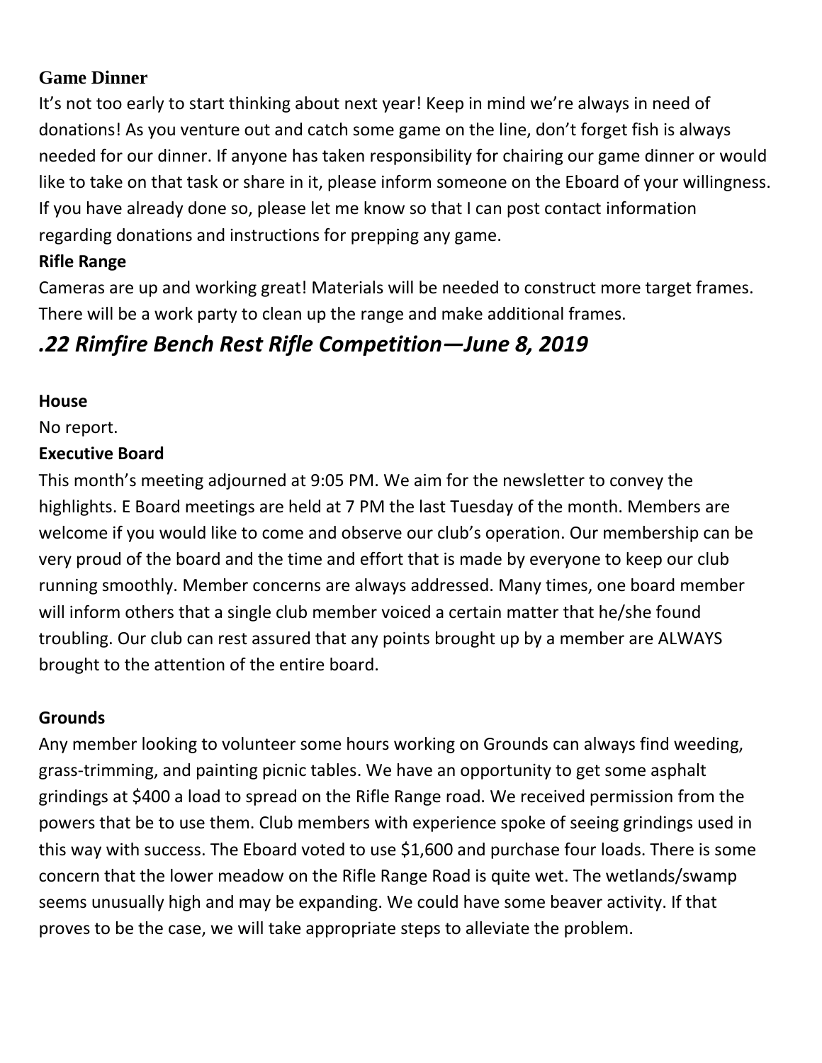**Game Dinner**

It's not too early to start thinking about next year! Keep in mind we're always in need of donations! As you venture out and catch some game on the line, don't forget fish is always needed for our dinner. If anyone has taken responsibility for chairing our game dinner or would like to take on that task or share in it, please inform someone on the Eboard of your willingness. If you have already done so, please let me know so that I can post contact information regarding donations and instructions for prepping any game.

**Rifle Range**

Cameras are up and working great! Materials will be needed to construct more target frames. There will be a work party to clean up the range and make additional frames.

## *.22 Rimfire Bench Rest Rifle Competition—June 8, 2019*

**House**

No report.

**Executive Board**

This month's meeting adjourned at 9:05 PM. We aim for the newsletter to convey the highlights. E Board meetings are held at 7 PM the last Tuesday of the month. Members are welcome if you would like to come and observe our club's operation. Our membership can be very proud of the board and the time and effort that is made by everyone to keep our club running smoothly. Member concerns are always addressed. Many times, one board member will inform others that a single club member voiced a certain matter that he/she found troubling. Our club can rest assured that any points brought up by a member are ALWAYS brought to the attention of the entire board.

**Grounds**

Any member looking to volunteer some hours working on Grounds can always find weeding, grass-trimming, and painting picnic tables. We have an opportunity to get some asphalt grindings at $400 a load to spread on the Rifle Range road. We received permission from the powers that be to use them. Club members with experience spoke of seeing grindings used in this way with success. The Eboard voted to use $1,600 and purchase four loads. There is some concern that the lower meadow on the Rifle Range Road is quite wet. The wetlands/swamp seems unusually high and may be expanding. We could have some beaver activity. If that proves to be the case, we will take appropriate steps to alleviate the problem.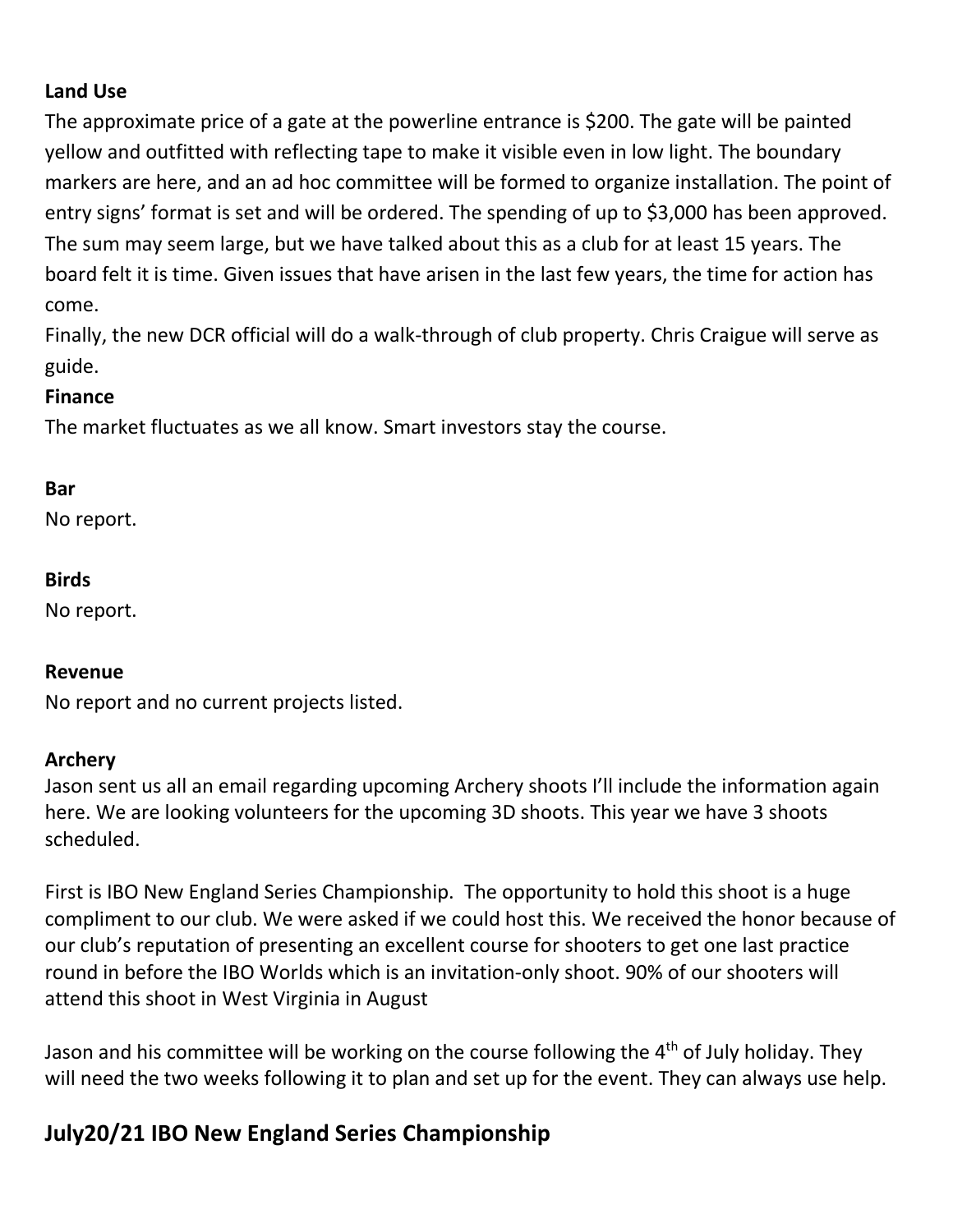**Land Use**

The approximate price of a gate at the powerline entrance is $200. The gate will be painted yellow and outfitted with reflecting tape to make it visible even in low light. The boundary markers are here, and an ad hoc committee will be formed to organize installation. The point of entry signs' format is set and will be ordered. The spending of up to $3,000 has been approved. The sum may seem large, but we have talked about this as a club for at least 15 years. The board felt it is time. Given issues that have arisen in the last few years, the time for action has come.

Finally, the new DCR official will do a walk-through of club property. Chris Craigue will serve as guide.

**Finance**

The market fluctuates as we all know. Smart investors stay the course.

**Bar**

No report.

**Birds**

No report.

**Revenue**

No report and no current projects listed.

**Archery**

Jason sent us all an email regarding upcoming Archery shoots I'll include the information again here. We are looking volunteers for the upcoming 3D shoots. This year we have 3 shoots scheduled.

First is IBO New England Series Championship. The opportunity to hold this shoot is a huge compliment to our club. We were asked if we could host this. We received the honor because of our club's reputation of presenting an excellent course for shooters to get one last practice round in before the IBO Worlds which is an invitation-only shoot. 90% of our shooters will attend this shoot in West Virginia in August

Jason and his committee will be working on the course following the 4th of July holiday. They will need the two weeks following it to plan and set up for the event. They can always use help.

## July20/21 IBO New England Series Championship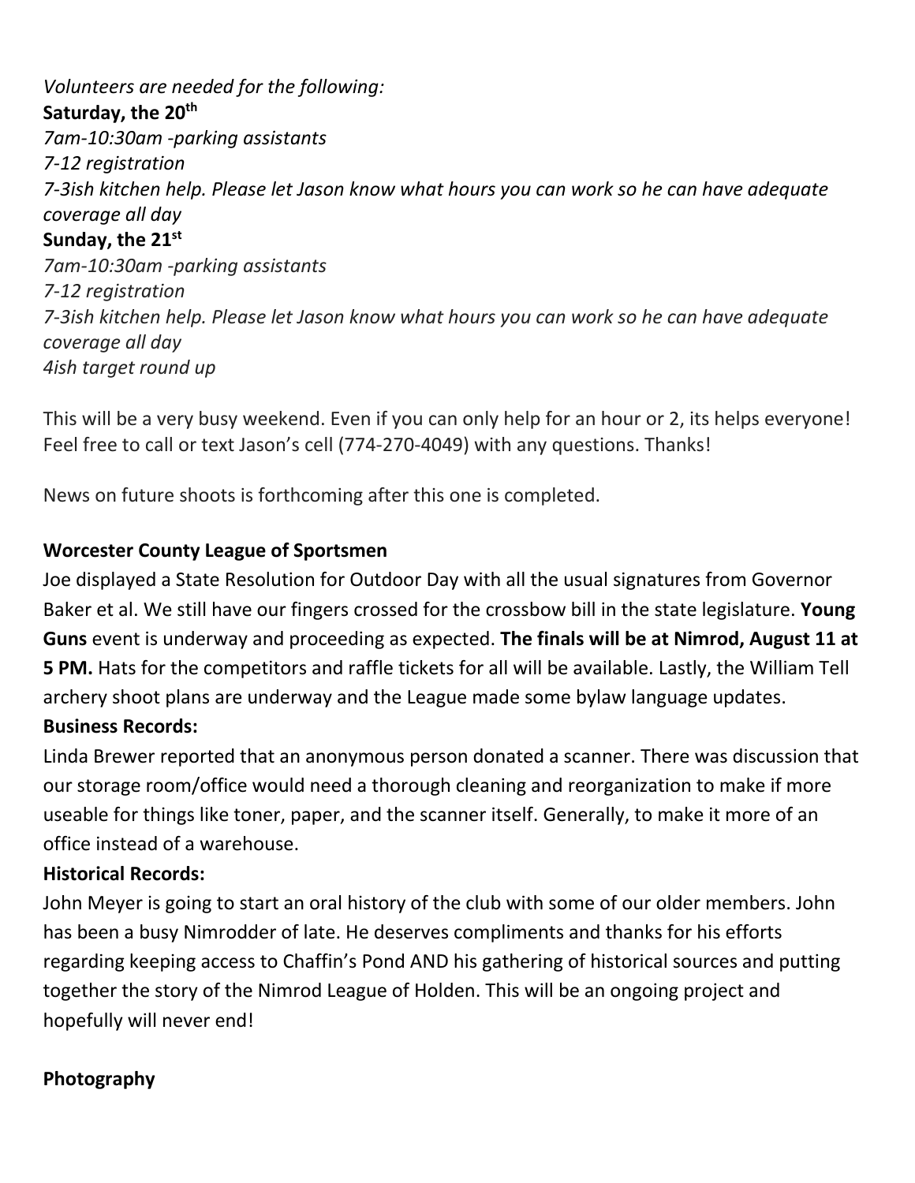*Volunteers are needed for the following:*

**Saturday, the 20th**

*7am-10:30am -parking assistants*

*7-12 registration*

*7-3ish kitchen help. Please let Jason know what hours you can work so he can have adequate coverage all day*

**Sunday, the 21st**

*7am-10:30am -parking assistants*

*7-12 registration*

*7-3ish kitchen help. Please let Jason know what hours you can work so he can have adequate coverage all day*

*4ish target round up*

This will be a very busy weekend. Even if you can only help for an hour or 2, its helps everyone! Feel free to call or text Jason's cell (774-270-4049) with any questions. Thanks!

News on future shoots is forthcoming after this one is completed.

**Worcester County League of Sportsmen**

Joe displayed a State Resolution for Outdoor Day with all the usual signatures from Governor Baker et al. We still have our fingers crossed for the crossbow bill in the state legislature. **Young Guns** event is underway and proceeding as expected. **The finals will be at Nimrod, August 11 at 5 PM.** Hats for the competitors and raffle tickets for all will be available. Lastly, the William Tell archery shoot plans are underway and the League made some bylaw language updates.

**Business Records:**

Linda Brewer reported that an anonymous person donated a scanner. There was discussion that our storage room/office would need a thorough cleaning and reorganization to make if more useable for things like toner, paper, and the scanner itself. Generally, to make it more of an office instead of a warehouse.

**Historical Records:**

John Meyer is going to start an oral history of the club with some of our older members. John has been a busy Nimrodder of late. He deserves compliments and thanks for his efforts regarding keeping access to Chaffin's Pond AND his gathering of historical sources and putting together the story of the Nimrod League of Holden. This will be an ongoing project and hopefully will never end!

**Photography**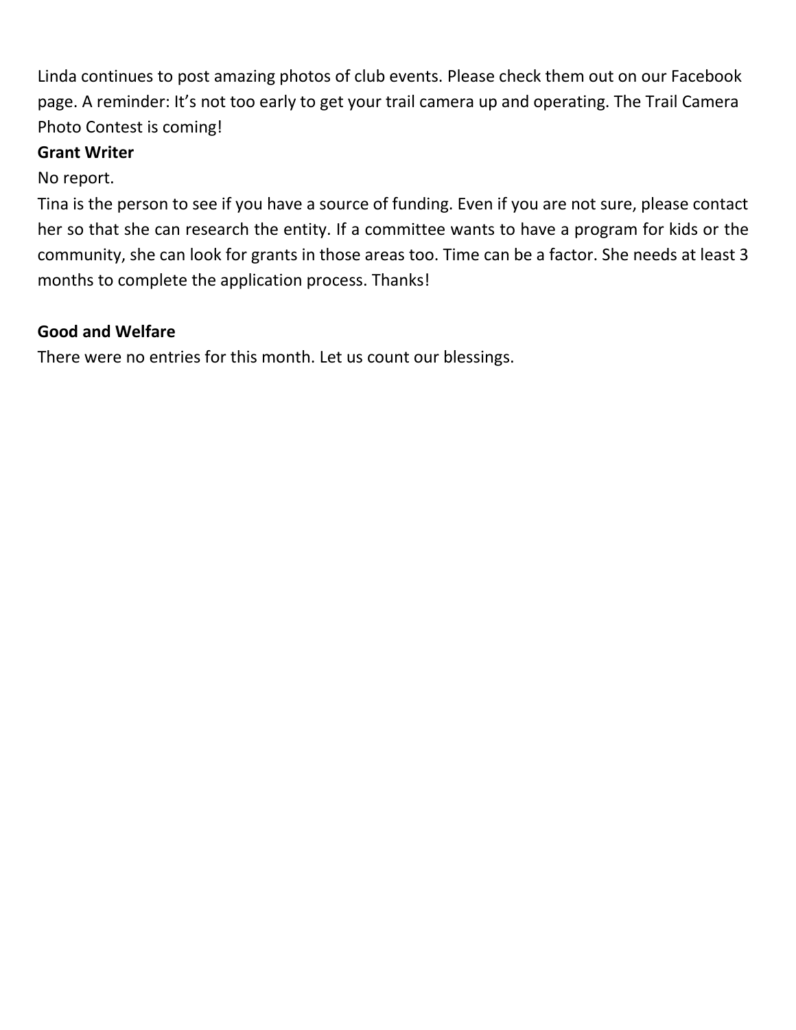Linda continues to post amazing photos of club events. Please check them out on our Facebook page. A reminder: It's not too early to get your trail camera up and operating. The Trail Camera Photo Contest is coming!

**Grant Writer**

No report.

Tina is the person to see if you have a source of funding. Even if you are not sure, please contact her so that she can research the entity. If a committee wants to have a program for kids or the community, she can look for grants in those areas too. Time can be a factor. She needs at least 3 months to complete the application process. Thanks!

**Good and Welfare**

There were no entries for this month. Let us count our blessings.